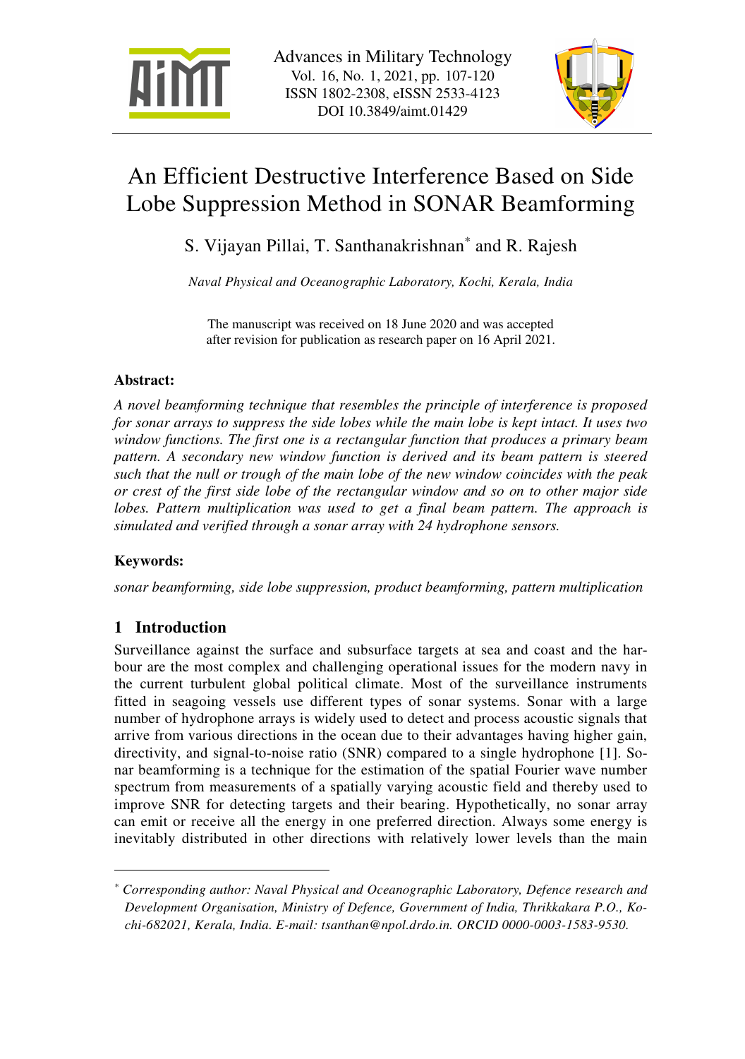# An Efficient Destructive Interference Based on Side Lobe Suppression Method in SONAR Beamforming

S. Vijayan Pillai, T. Santhanakrishnan* and R. Rajesh

*Naval Physical and Oceanographic Laboratory, Kochi, Kerala, India*

The manuscript was received on 18 June 2020 and was accepted after revision for publication as research paper on 16 April 2021.

## Abstract:

*A novel beamforming technique that resembles the principle of interference is proposed for sonar arrays to suppress the side lobes while the main lobe is kept intact. It uses two window functions. The first one is a rectangular function that produces a primary beam pattern. A secondary new window function is derived and its beam pattern is steered such that the null or trough of the main lobe of the new window coincides with the peak or crest of the first side lobe of the rectangular window and so on to other major side lobes. Pattern multiplication was used to get a final beam pattern. The approach is simulated and verified through a sonar array with 24 hydrophone sensors.*

## Keywords:

*sonar beamforming, side lobe suppression, product beamforming, pattern multiplication*

## 1 Introduction

Surveillance against the surface and subsurface targets at sea and coast and the harbour are the most complex and challenging operational issues for the modern navy in the current turbulent global political climate. Most of the surveillance instruments fitted in seagoing vessels use different types of sonar systems. Sonar with a large number of hydrophone arrays is widely used to detect and process acoustic signals that arrive from various directions in the ocean due to their advantages having higher gain, directivity, and signal-to-noise ratio (SNR) compared to a single hydrophone [1]. Sonar beamforming is a technique for the estimation of the spatial Fourier wave number spectrum from measurements of a spatially varying acoustic field and thereby used to improve SNR for detecting targets and their bearing. Hypothetically, no sonar array can emit or receive all the energy in one preferred direction. Always some energy is inevitably distributed in other directions with relatively lower levels than the main

---

* *Corresponding author: Naval Physical and Oceanographic Laboratory, Defence research and Development Organisation, Ministry of Defence, Government of India, Thrikkakara P.O., Kochi-682021, Kerala, India. E-mail: tsanthan@npol.drdo.in. ORCID 0000-0003-1583-9530.*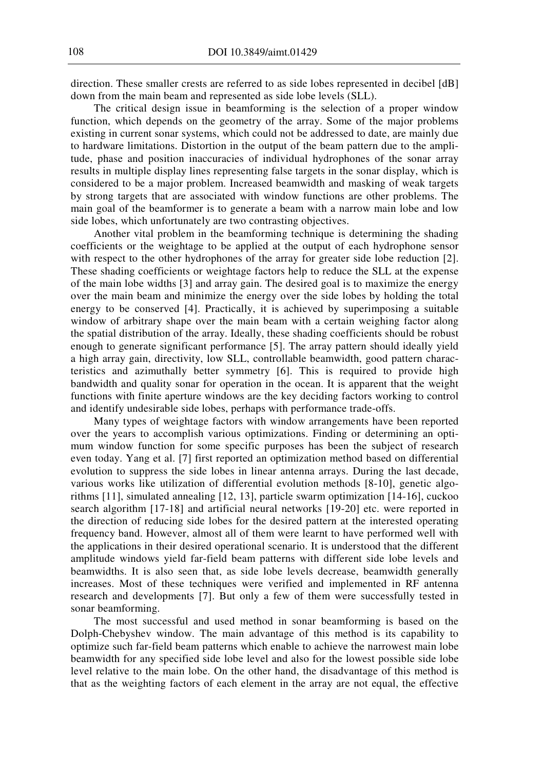direction. These smaller crests are referred to as side lobes represented in decibel [dB] down from the main beam and represented as side lobe levels (SLL).

The critical design issue in beamforming is the selection of a proper window function, which depends on the geometry of the array. Some of the major problems existing in current sonar systems, which could not be addressed to date, are mainly due to hardware limitations. Distortion in the output of the beam pattern due to the amplitude, phase and position inaccuracies of individual hydrophones of the sonar array results in multiple display lines representing false targets in the sonar display, which is considered to be a major problem. Increased beamwidth and masking of weak targets by strong targets that are associated with window functions are other problems. The main goal of the beamformer is to generate a beam with a narrow main lobe and low side lobes, which unfortunately are two contrasting objectives.

Another vital problem in the beamforming technique is determining the shading coefficients or the weightage to be applied at the output of each hydrophone sensor with respect to the other hydrophones of the array for greater side lobe reduction [2]. These shading coefficients or weightage factors help to reduce the SLL at the expense of the main lobe widths [3] and array gain. The desired goal is to maximize the energy over the main beam and minimize the energy over the side lobes by holding the total energy to be conserved [4]. Practically, it is achieved by superimposing a suitable window of arbitrary shape over the main beam with a certain weighing factor along the spatial distribution of the array. Ideally, these shading coefficients should be robust enough to generate significant performance [5]. The array pattern should ideally yield a high array gain, directivity, low SLL, controllable beamwidth, good pattern characteristics and azimuthally better symmetry [6]. This is required to provide high bandwidth and quality sonar for operation in the ocean. It is apparent that the weight functions with finite aperture windows are the key deciding factors working to control and identify undesirable side lobes, perhaps with performance trade-offs.

Many types of weightage factors with window arrangements have been reported over the years to accomplish various optimizations. Finding or determining an optimum window function for some specific purposes has been the subject of research even today. Yang et al. [7] first reported an optimization method based on differential evolution to suppress the side lobes in linear antenna arrays. During the last decade, various works like utilization of differential evolution methods [8-10], genetic algorithms [11], simulated annealing [12, 13], particle swarm optimization [14-16], cuckoo search algorithm [17-18] and artificial neural networks [19-20] etc. were reported in the direction of reducing side lobes for the desired pattern at the interested operating frequency band. However, almost all of them were learnt to have performed well with the applications in their desired operational scenario. It is understood that the different amplitude windows yield far-field beam patterns with different side lobe levels and beamwidths. It is also seen that, as side lobe levels decrease, beamwidth generally increases. Most of these techniques were verified and implemented in RF antenna research and developments [7]. But only a few of them were successfully tested in sonar beamforming.

The most successful and used method in sonar beamforming is based on the Dolph-Chebyshev window. The main advantage of this method is its capability to optimize such far-field beam patterns which enable to achieve the narrowest main lobe beamwidth for any specified side lobe level and also for the lowest possible side lobe level relative to the main lobe. On the other hand, the disadvantage of this method is that as the weighting factors of each element in the array are not equal, the effective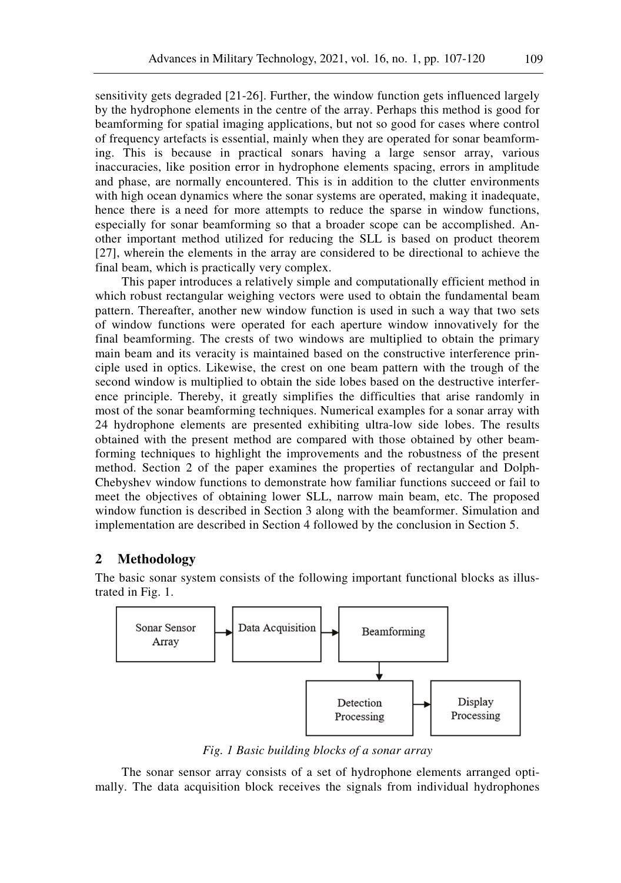sensitivity gets degraded [21-26]. Further, the window function gets influenced largely by the hydrophone elements in the centre of the array. Perhaps this method is good for beamforming for spatial imaging applications, but not so good for cases where control of frequency artefacts is essential, mainly when they are operated for sonar beamforming. This is because in practical sonars having a large sensor array, various inaccuracies, like position error in hydrophone elements spacing, errors in amplitude and phase, are normally encountered. This is in addition to the clutter environments with high ocean dynamics where the sonar systems are operated, making it inadequate, hence there is a need for more attempts to reduce the sparse in window functions, especially for sonar beamforming so that a broader scope can be accomplished. Another important method utilized for reducing the SLL is based on product theorem [27], wherein the elements in the array are considered to be directional to achieve the final beam, which is practically very complex.

This paper introduces a relatively simple and computationally efficient method in which robust rectangular weighing vectors were used to obtain the fundamental beam pattern. Thereafter, another new window function is used in such a way that two sets of window functions were operated for each aperture window innovatively for the final beamforming. The crests of two windows are multiplied to obtain the primary main beam and its veracity is maintained based on the constructive interference principle used in optics. Likewise, the crest on one beam pattern with the trough of the second window is multiplied to obtain the side lobes based on the destructive interference principle. Thereby, it greatly simplifies the difficulties that arise randomly in most of the sonar beamforming techniques. Numerical examples for a sonar array with 24 hydrophone elements are presented exhibiting ultra-low side lobes. The results obtained with the present method are compared with those obtained by other beamforming techniques to highlight the improvements and the robustness of the present method. Section 2 of the paper examines the properties of rectangular and Dolph-Chebyshev window functions to demonstrate how familiar functions succeed or fail to meet the objectives of obtaining lower SLL, narrow main beam, etc. The proposed window function is described in Section 3 along with the beamformer. Simulation and implementation are described in Section 4 followed by the conclusion in Section 5.

## 2 Methodology

The basic sonar system consists of the following important functional blocks as illustrated in Fig. 1.

*Fig. 1 Basic building blocks of a sonar array*

The sonar sensor array consists of a set of hydrophone elements arranged optimally. The data acquisition block receives the signals from individual hydrophones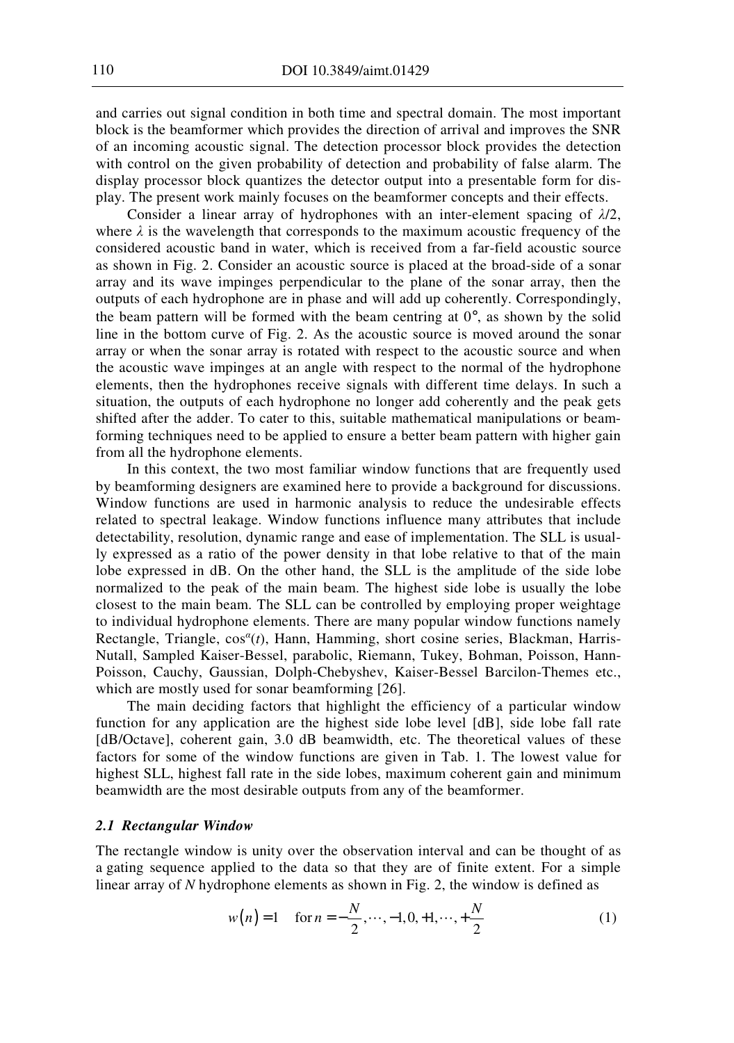and carries out signal condition in both time and spectral domain. The most important block is the beamformer which provides the direction of arrival and improves the SNR of an incoming acoustic signal. The detection processor block provides the detection with control on the given probability of detection and probability of false alarm. The display processor block quantizes the detector output into a presentable form for display. The present work mainly focuses on the beamformer concepts and their effects.

Consider a linear array of hydrophones with an inter-element spacing of $\lambda/2$, where $\lambda$ is the wavelength that corresponds to the maximum acoustic frequency of the considered acoustic band in water, which is received from a far-field acoustic source as shown in Fig. 2. Consider an acoustic source is placed at the broad-side of a sonar array and its wave impinges perpendicular to the plane of the sonar array, then the outputs of each hydrophone are in phase and will add up coherently. Correspondingly, the beam pattern will be formed with the beam centring at 0°, as shown by the solid line in the bottom curve of Fig. 2. As the acoustic source is moved around the sonar array or when the sonar array is rotated with respect to the acoustic source and when the acoustic wave impinges at an angle with respect to the normal of the hydrophone elements, then the hydrophones receive signals with different time delays. In such a situation, the outputs of each hydrophone no longer add coherently and the peak gets shifted after the adder. To cater to this, suitable mathematical manipulations or beamforming techniques need to be applied to ensure a better beam pattern with higher gain from all the hydrophone elements.

In this context, the two most familiar window functions that are frequently used by beamforming designers are examined here to provide a background for discussions. Window functions are used in harmonic analysis to reduce the undesirable effects related to spectral leakage. Window functions influence many attributes that include detectability, resolution, dynamic range and ease of implementation. The SLL is usually expressed as a ratio of the power density in that lobe relative to that of the main lobe expressed in dB. On the other hand, the SLL is the amplitude of the side lobe normalized to the peak of the main beam. The highest side lobe is usually the lobe closest to the main beam. The SLL can be controlled by employing proper weightage to individual hydrophone elements. There are many popular window functions namely Rectangle, Triangle, $\cos^{\alpha}(t)$, Hann, Hamming, short cosine series, Blackman, Harris-Nutall, Sampled Kaiser-Bessel, parabolic, Riemann, Tukey, Bohman, Poisson, Hann-Poisson, Cauchy, Gaussian, Dolph-Chebyshev, Kaiser-Bessel Barcilon-Themes etc., which are mostly used for sonar beamforming [26].

The main deciding factors that highlight the efficiency of a particular window function for any application are the highest side lobe level [dB], side lobe fall rate [dB/Octave], coherent gain, 3.0 dB beamwidth, etc. The theoretical values of these factors for some of the window functions are given in Tab. 1. The lowest value for highest SLL, highest fall rate in the side lobes, maximum coherent gain and minimum beamwidth are the most desirable outputs from any of the beamformer.

### *2.1 Rectangular Window*

The rectangle window is unity over the observation interval and can be thought of as a gating sequence applied to the data so that they are of finite extent. For a simple linear array of $N$ hydrophone elements as shown in Fig. 2, the window is defined as

$$w(n) = 1 \quad \text{for } n = -\frac{N}{2}, \cdots, -1, 0, +1, \cdots, +\frac{N}{2} \tag{1}$$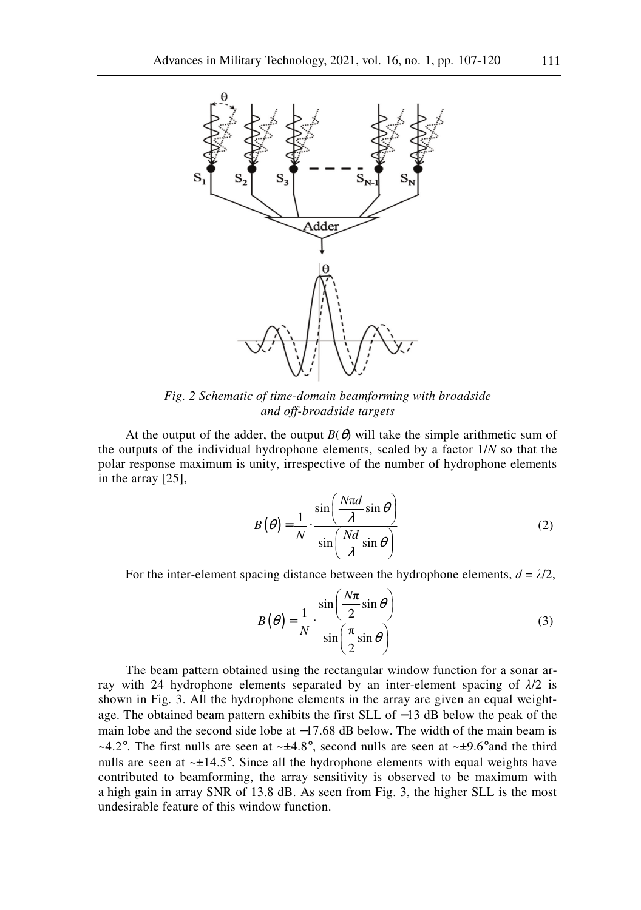*Fig. 2 Schematic of time-domain beamforming with broadside and off-broadside targets*

At the output of the adder, the output $B(\theta)$ will take the simple arithmetic sum of the outputs of the individual hydrophone elements, scaled by a factor $1/N$ so that the polar response maximum is unity, irrespective of the number of hydrophone elements in the array [25],

$$B(\theta) = \frac{1}{N} \cdot \frac{\sin\left(\frac{N\pi d}{\lambda}\sin\theta\right)}{\sin\left(\frac{Nd}{\lambda}\sin\theta\right)} \tag{2}$$

For the inter-element spacing distance between the hydrophone elements, $d = \lambda/2$,

$$B(\theta) = \frac{1}{N} \cdot \frac{\sin\left(\frac{N\pi}{2}\sin\theta\right)}{\sin\left(\frac{\pi}{2}\sin\theta\right)} \tag{3}$$

The beam pattern obtained using the rectangular window function for a sonar array with 24 hydrophone elements separated by an inter-element spacing of $\lambda/2$ is shown in Fig. 3. All the hydrophone elements in the array are given an equal weightage. The obtained beam pattern exhibits the first SLL of −13 dB below the peak of the main lobe and the second side lobe at −17.68 dB below. The width of the main beam is ~4.2°. The first nulls are seen at ~±4.8°, second nulls are seen at ~±9.6°and the third nulls are seen at ~±14.5°. Since all the hydrophone elements with equal weights have contributed to beamforming, the array sensitivity is observed to be maximum with a high gain in array SNR of 13.8 dB. As seen from Fig. 3, the higher SLL is the most undesirable feature of this window function.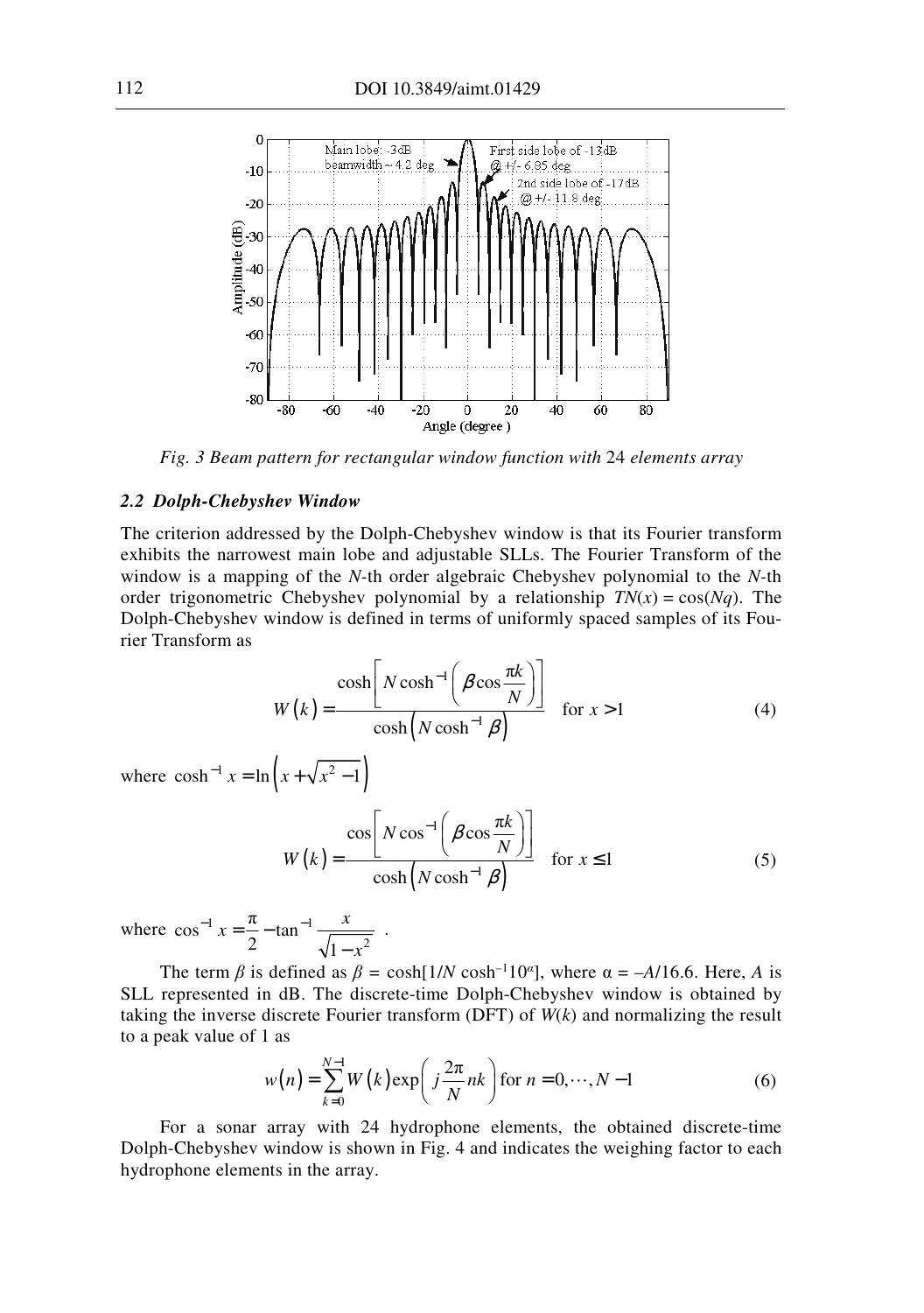*Fig. 3 Beam pattern for rectangular window function with* 24 *elements array*

### *2.2 Dolph-Chebyshev Window*

The criterion addressed by the Dolph-Chebyshev window is that its Fourier transform exhibits the narrowest main lobe and adjustable SLLs. The Fourier Transform of the window is a mapping of the $N$-th order algebraic Chebyshev polynomial to the $N$-th order trigonometric Chebyshev polynomial by a relationship $TN(x) = \cos(Nq)$. The Dolph-Chebyshev window is defined in terms of uniformly spaced samples of its Fourier Transform as

$$W(k) = \frac{\cosh\left[N\cosh^{-1}\left(\beta\cos\frac{\pi k}{N}\right)\right]}{\cosh\left(N\cosh^{-1}\beta\right)} \quad \text{for } x > 1 \tag{4}$$

where $\cosh^{-1} x = \ln\left(x + \sqrt{x^2 - 1}\right)$

$$W(k) = \frac{\cos\left[N\cos^{-1}\left(\beta\cos\frac{\pi k}{N}\right)\right]}{\cosh\left(N\cosh^{-1}\beta\right)} \quad \text{for } x \le 1 \tag{5}$$

where $\cos^{-1} x = \frac{\pi}{2} - \tan^{-1}\frac{x}{\sqrt{1-x^2}}$ .

The term $\beta$ is defined as $\beta = \cosh[1/N \cosh^{-1}10^{\alpha}]$, where $\alpha = -A/16.6$. Here, $A$ is SLL represented in dB. The discrete-time Dolph-Chebyshev window is obtained by taking the inverse discrete Fourier transform (DFT) of $W(k)$ and normalizing the result to a peak value of 1 as

$$w(n) = \sum_{k=0}^{N-1} W(k)\exp\left(j\frac{2\pi}{N}nk\right) \text{for } n = 0, \cdots, N-1 \tag{6}$$

For a sonar array with 24 hydrophone elements, the obtained discrete-time Dolph-Chebyshev window is shown in Fig. 4 and indicates the weighing factor to each hydrophone elements in the array.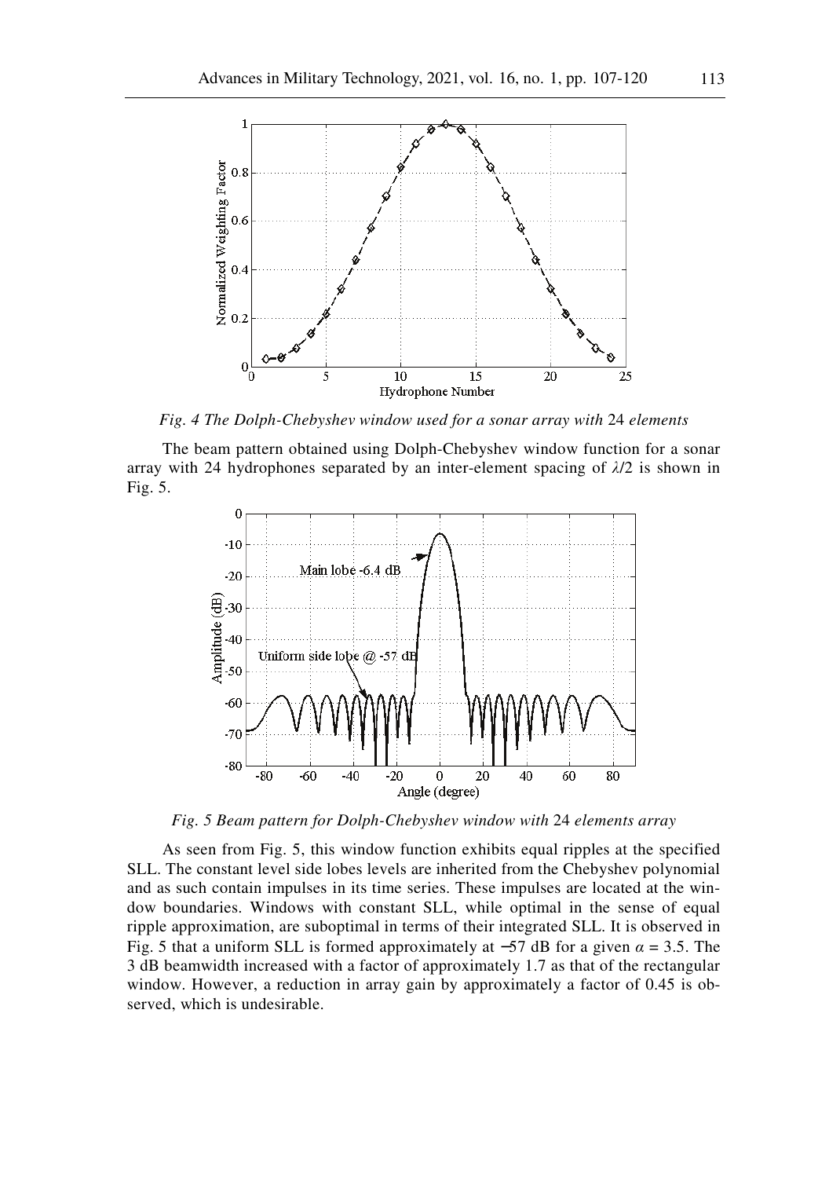*Fig. 4 The Dolph-Chebyshev window used for a sonar array with* 24 *elements*

The beam pattern obtained using Dolph-Chebyshev window function for a sonar array with 24 hydrophones separated by an inter-element spacing of $\lambda/2$ is shown in Fig. 5.

*Fig. 5 Beam pattern for Dolph-Chebyshev window with* 24 *elements array*

As seen from Fig. 5, this window function exhibits equal ripples at the specified SLL. The constant level side lobes levels are inherited from the Chebyshev polynomial and as such contain impulses in its time series. These impulses are located at the window boundaries. Windows with constant SLL, while optimal in the sense of equal ripple approximation, are suboptimal in terms of their integrated SLL. It is observed in Fig. 5 that a uniform SLL is formed approximately at −57 dB for a given $\alpha = 3.5$. The 3 dB beamwidth increased with a factor of approximately 1.7 as that of the rectangular window. However, a reduction in array gain by approximately a factor of 0.45 is observed, which is undesirable.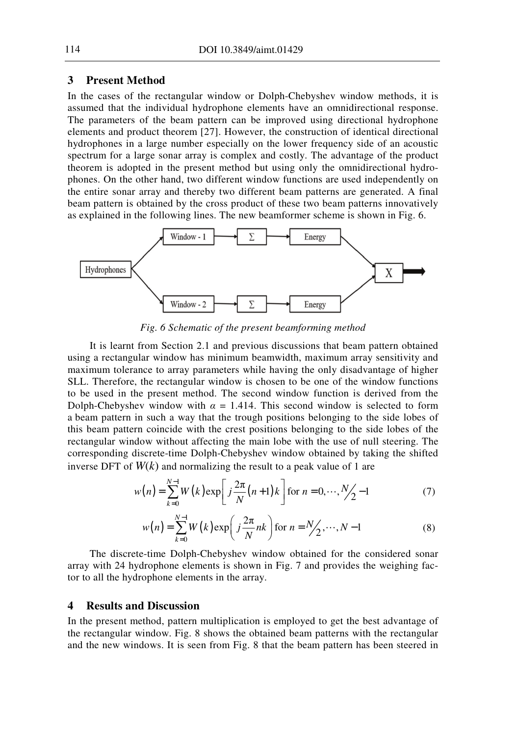## 3 Present Method

In the cases of the rectangular window or Dolph-Chebyshev window methods, it is assumed that the individual hydrophone elements have an omnidirectional response. The parameters of the beam pattern can be improved using directional hydrophone elements and product theorem [27]. However, the construction of identical directional hydrophones in a large number especially on the lower frequency side of an acoustic spectrum for a large sonar array is complex and costly. The advantage of the product theorem is adopted in the present method but using only the omnidirectional hydrophones. On the other hand, two different window functions are used independently on the entire sonar array and thereby two different beam patterns are generated. A final beam pattern is obtained by the cross product of these two beam patterns innovatively as explained in the following lines. The new beamformer scheme is shown in Fig. 6.

*Fig. 6 Schematic of the present beamforming method*

It is learnt from Section 2.1 and previous discussions that beam pattern obtained using a rectangular window has minimum beamwidth, maximum array sensitivity and maximum tolerance to array parameters while having the only disadvantage of higher SLL. Therefore, the rectangular window is chosen to be one of the window functions to be used in the present method. The second window function is derived from the Dolph-Chebyshev window with $\alpha = 1.414$. This second window is selected to form a beam pattern in such a way that the trough positions belonging to the side lobes of this beam pattern coincide with the crest positions belonging to the side lobes of the rectangular window without affecting the main lobe with the use of null steering. The corresponding discrete-time Dolph-Chebyshev window obtained by taking the shifted inverse DFT of $W(k)$ and normalizing the result to a peak value of 1 are

$$w(n) = \sum_{k=0}^{N-1} W(k) \exp\left[ j\frac{2\pi}{N}(n+1)k \right] \text{for } n = 0, \cdots, N/2 - 1 \tag{7}$$

$$w(n) = \sum_{k=0}^{N-1} W(k) \exp\left( j\frac{2\pi}{N}nk \right) \text{for } n = N/2, \cdots, N-1 \tag{8}$$

The discrete-time Dolph-Chebyshev window obtained for the considered sonar array with 24 hydrophone elements is shown in Fig. 7 and provides the weighing factor to all the hydrophone elements in the array.

## 4 Results and Discussion

In the present method, pattern multiplication is employed to get the best advantage of the rectangular window. Fig. 8 shows the obtained beam patterns with the rectangular and the new windows. It is seen from Fig. 8 that the beam pattern has been steered in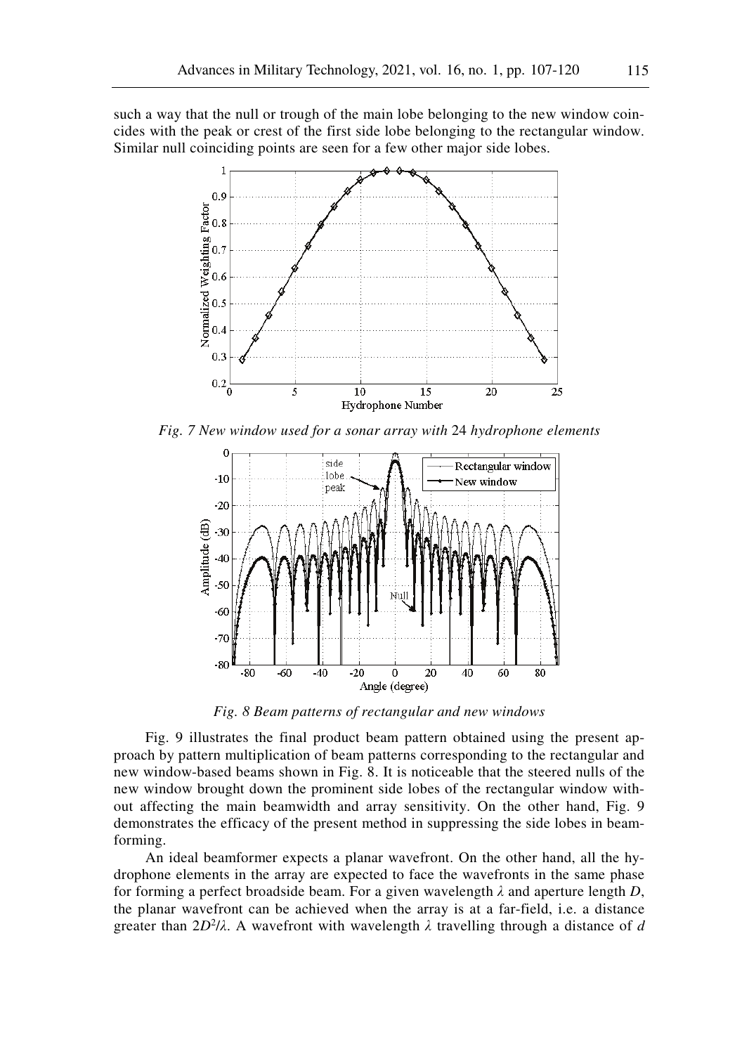such a way that the null or trough of the main lobe belonging to the new window coincides with the peak or crest of the first side lobe belonging to the rectangular window. Similar null coinciding points are seen for a few other major side lobes.

*Fig. 7 New window used for a sonar array with 24 hydrophone elements*

*Fig. 8 Beam patterns of rectangular and new windows*

Fig. 9 illustrates the final product beam pattern obtained using the present approach by pattern multiplication of beam patterns corresponding to the rectangular and new window-based beams shown in Fig. 8. It is noticeable that the steered nulls of the new window brought down the prominent side lobes of the rectangular window without affecting the main beamwidth and array sensitivity. On the other hand, Fig. 9 demonstrates the efficacy of the present method in suppressing the side lobes in beamforming.

An ideal beamformer expects a planar wavefront. On the other hand, all the hydrophone elements in the array are expected to face the wavefronts in the same phase for forming a perfect broadside beam. For a given wavelength $\lambda$ and aperture length $D$, the planar wavefront can be achieved when the array is at a far-field, i.e. a distance greater than $2D^2/\lambda$. A wavefront with wavelength $\lambda$ travelling through a distance of $d$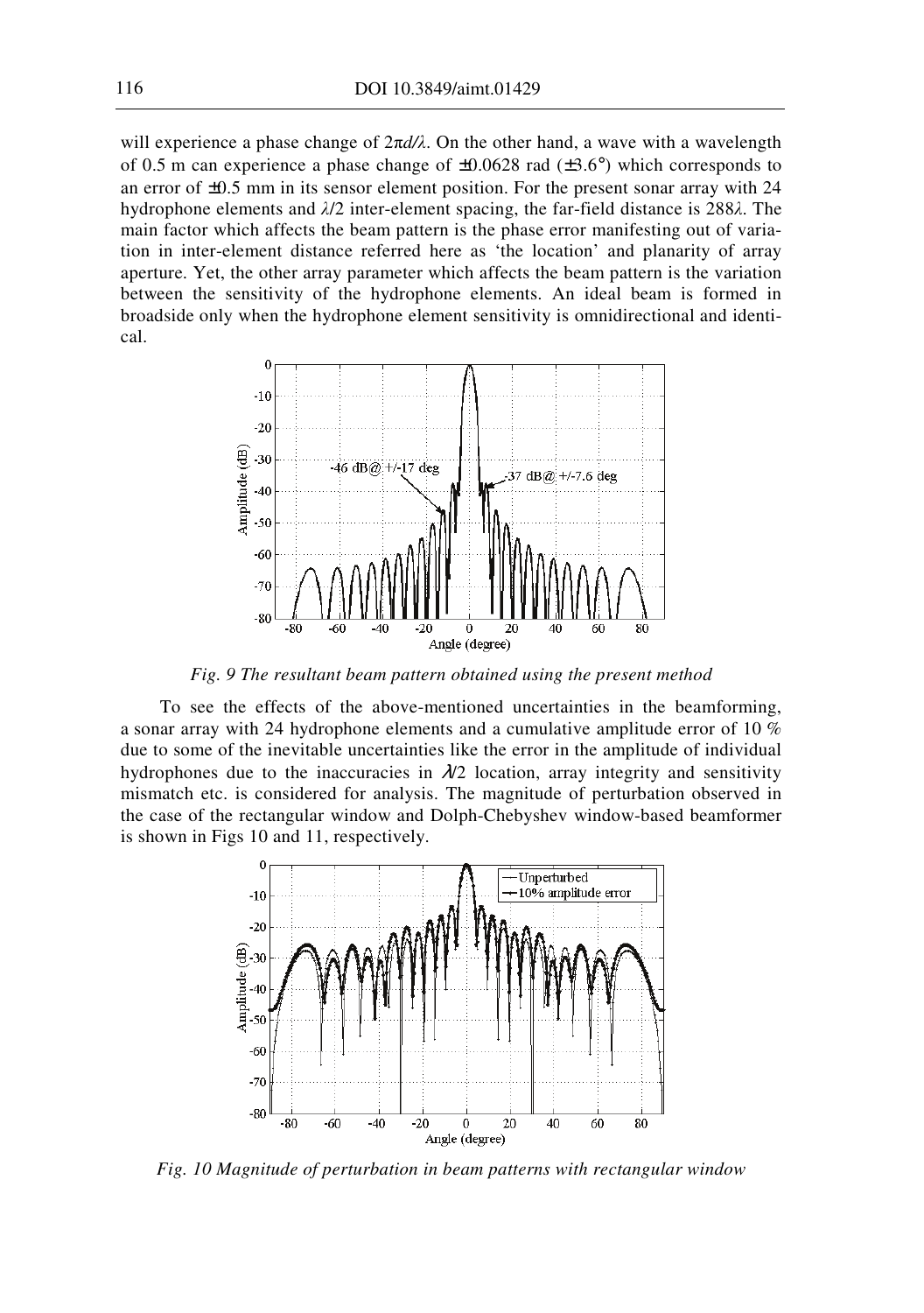will experience a phase change of $2\pi d/\lambda$. On the other hand, a wave with a wavelength of 0.5 m can experience a phase change of ±0.0628 rad (±3.6°) which corresponds to an error of ±0.5 mm in its sensor element position. For the present sonar array with 24 hydrophone elements and $\lambda/2$ inter-element spacing, the far-field distance is $288\lambda$. The main factor which affects the beam pattern is the phase error manifesting out of variation in inter-element distance referred here as 'the location' and planarity of array aperture. Yet, the other array parameter which affects the beam pattern is the variation between the sensitivity of the hydrophone elements. An ideal beam is formed in broadside only when the hydrophone element sensitivity is omnidirectional and identical.

*Fig. 9 The resultant beam pattern obtained using the present method*

To see the effects of the above-mentioned uncertainties in the beamforming, a sonar array with 24 hydrophone elements and a cumulative amplitude error of 10 % due to some of the inevitable uncertainties like the error in the amplitude of individual hydrophones due to the inaccuracies in $\lambda/2$ location, array integrity and sensitivity mismatch etc. is considered for analysis. The magnitude of perturbation observed in the case of the rectangular window and Dolph-Chebyshev window-based beamformer is shown in Figs 10 and 11, respectively.

*Fig. 10 Magnitude of perturbation in beam patterns with rectangular window*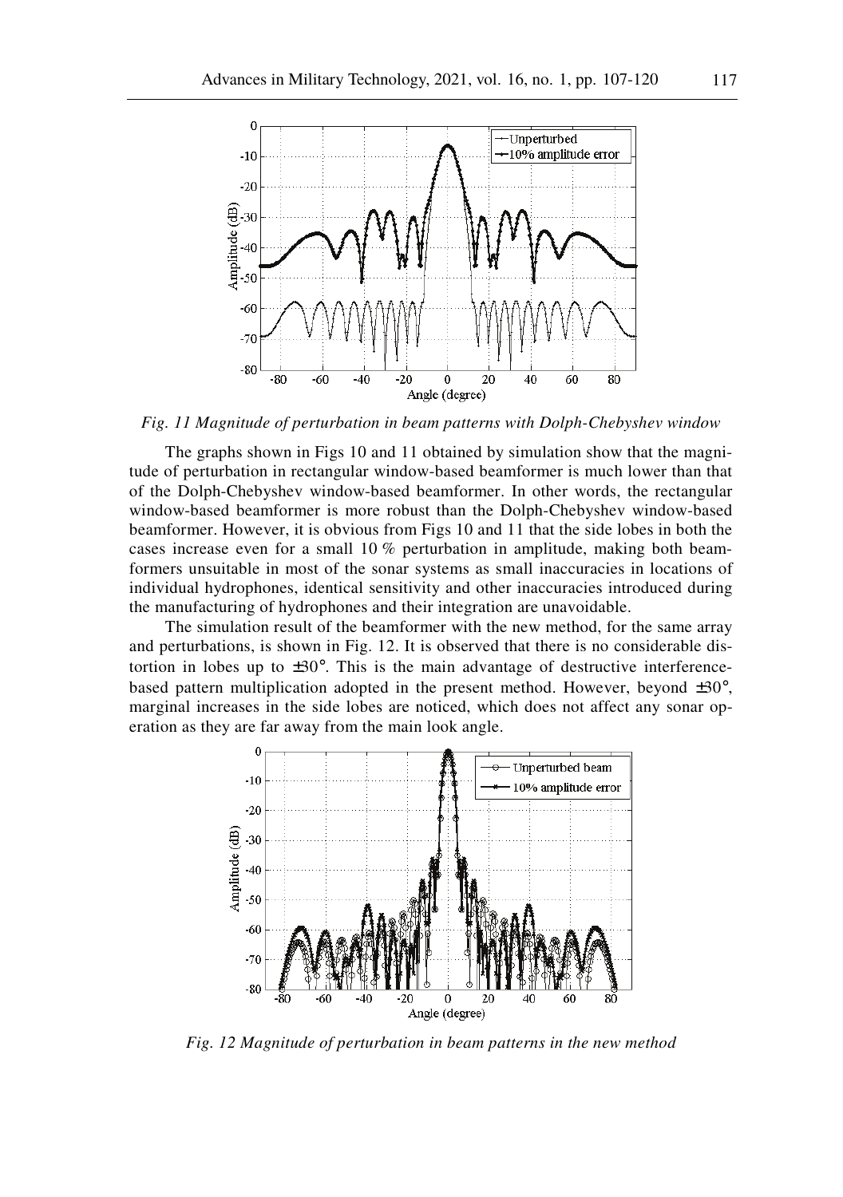*Fig. 11 Magnitude of perturbation in beam patterns with Dolph-Chebyshev window*

The graphs shown in Figs 10 and 11 obtained by simulation show that the magnitude of perturbation in rectangular window-based beamformer is much lower than that of the Dolph-Chebyshev window-based beamformer. In other words, the rectangular window-based beamformer is more robust than the Dolph-Chebyshev window-based beamformer. However, it is obvious from Figs 10 and 11 that the side lobes in both the cases increase even for a small 10 % perturbation in amplitude, making both beamformers unsuitable in most of the sonar systems as small inaccuracies in locations of individual hydrophones, identical sensitivity and other inaccuracies introduced during the manufacturing of hydrophones and their integration are unavoidable.

The simulation result of the beamformer with the new method, for the same array and perturbations, is shown in Fig. 12. It is observed that there is no considerable distortion in lobes up to ±30°. This is the main advantage of destructive interference-based pattern multiplication adopted in the present method. However, beyond ±30°, marginal increases in the side lobes are noticed, which does not affect any sonar operation as they are far away from the main look angle.

*Fig. 12 Magnitude of perturbation in beam patterns in the new method*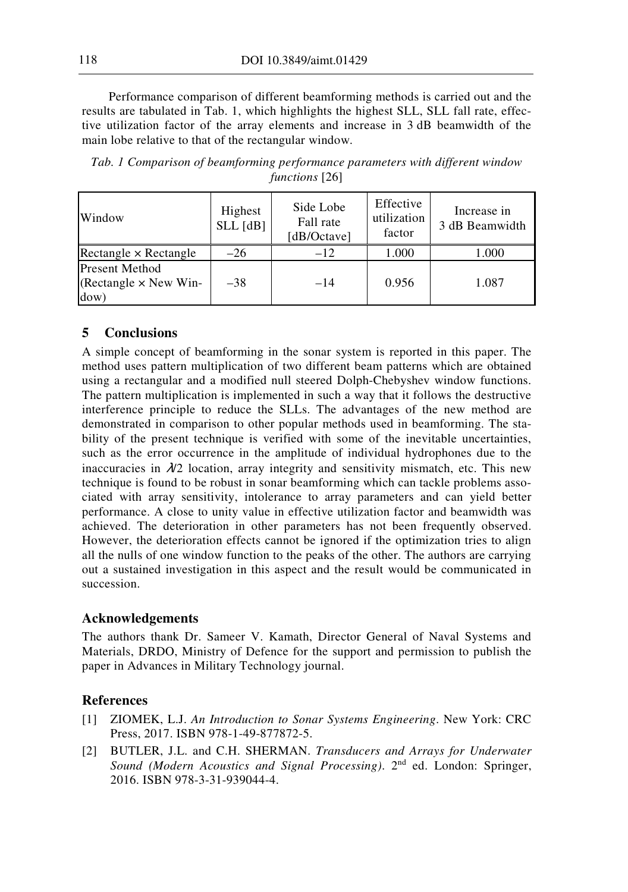Performance comparison of different beamforming methods is carried out and the results are tabulated in Tab. 1, which highlights the highest SLL, SLL fall rate, effective utilization factor of the array elements and increase in 3 dB beamwidth of the main lobe relative to that of the rectangular window.

*Tab. 1 Comparison of beamforming performance parameters with different window functions* [26]

| Window | Highest SLL [dB] | Side Lobe Fall rate [dB/Octave] | Effective utilization factor | Increase in 3 dB Beamwidth |
|---|---|---|---|---|
| Rectangle × Rectangle | –26 | –12 | 1.000 | 1.000 |
| Present Method (Rectangle × New Window) | –38 | –14 | 0.956 | 1.087 |

## 5 Conclusions

A simple concept of beamforming in the sonar system is reported in this paper. The method uses pattern multiplication of two different beam patterns which are obtained using a rectangular and a modified null steered Dolph-Chebyshev window functions. The pattern multiplication is implemented in such a way that it follows the destructive interference principle to reduce the SLLs. The advantages of the new method are demonstrated in comparison to other popular methods used in beamforming. The stability of the present technique is verified with some of the inevitable uncertainties, such as the error occurrence in the amplitude of individual hydrophones due to the inaccuracies in $\lambda/2$ location, array integrity and sensitivity mismatch, etc. This new technique is found to be robust in sonar beamforming which can tackle problems associated with array sensitivity, intolerance to array parameters and can yield better performance. A close to unity value in effective utilization factor and beamwidth was achieved. The deterioration in other parameters has not been frequently observed. However, the deterioration effects cannot be ignored if the optimization tries to align all the nulls of one window function to the peaks of the other. The authors are carrying out a sustained investigation in this aspect and the result would be communicated in succession.

### Acknowledgements

The authors thank Dr. Sameer V. Kamath, Director General of Naval Systems and Materials, DRDO, Ministry of Defence for the support and permission to publish the paper in Advances in Military Technology journal.

### References

[1] ZIOMEK, L.J. *An Introduction to Sonar Systems Engineering*. New York: CRC Press, 2017. ISBN 978-1-49-877872-5.

[2] BUTLER, J.L. and C.H. SHERMAN. *Transducers and Arrays for Underwater Sound (Modern Acoustics and Signal Processing)*. 2nd ed. London: Springer, 2016. ISBN 978-3-31-939044-4.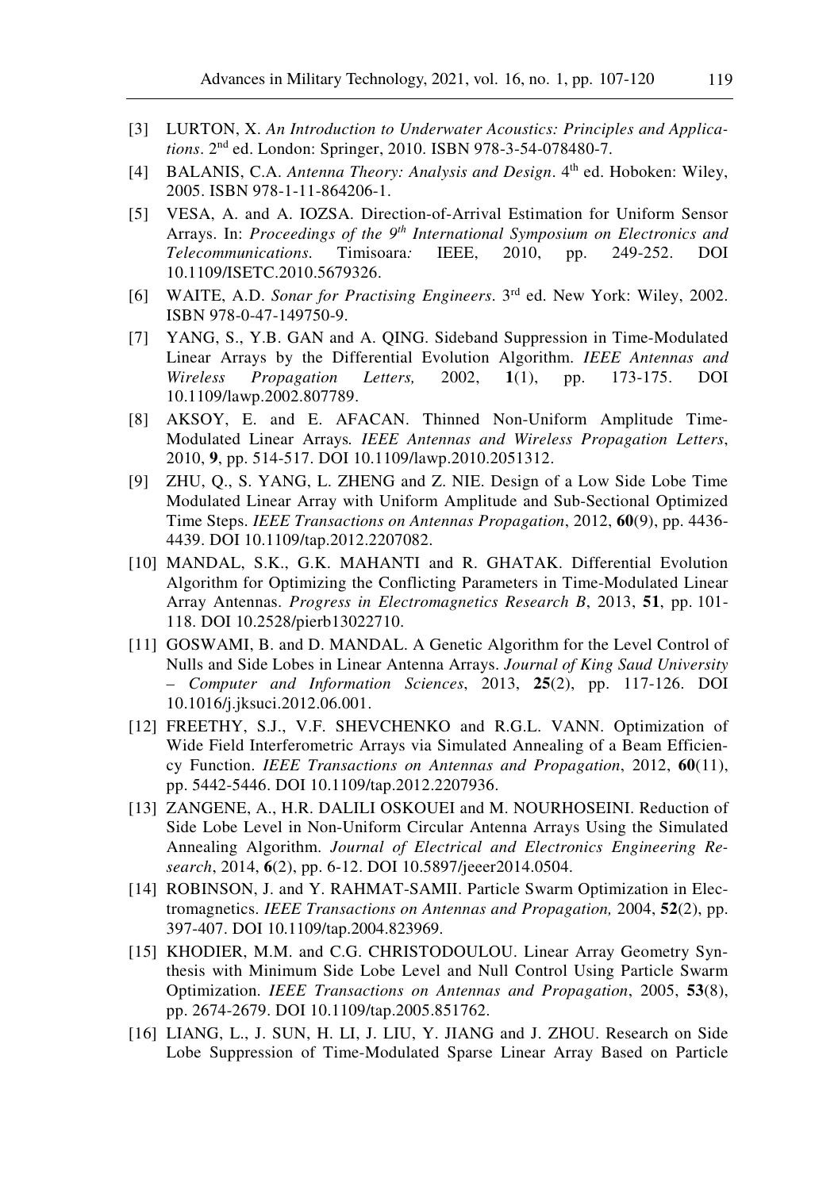[3] LURTON, X. *An Introduction to Underwater Acoustics: Principles and Applications*. 2nd ed. London: Springer, 2010. ISBN 978-3-54-078480-7.

[4] BALANIS, C.A. *Antenna Theory: Analysis and Design*. 4th ed. Hoboken: Wiley, 2005. ISBN 978-1-11-864206-1.

[5] VESA, A. and A. IOZSA. Direction-of-Arrival Estimation for Uniform Sensor Arrays. In: *Proceedings of the 9th International Symposium on Electronics and Telecommunications.* Timisoara*:* IEEE, 2010, pp. 249-252. DOI 10.1109/ISETC.2010.5679326.

[6] WAITE, A.D. *Sonar for Practising Engineers*. 3rd ed. New York: Wiley, 2002. ISBN 978-0-47-149750-9.

[7] YANG, S., Y.B. GAN and A. QING. Sideband Suppression in Time-Modulated Linear Arrays by the Differential Evolution Algorithm. *IEEE Antennas and Wireless Propagation Letters,* 2002, **1**(1), pp. 173-175. DOI 10.1109/lawp.2002.807789.

[8] AKSOY, E. and E. AFACAN. Thinned Non-Uniform Amplitude Time-Modulated Linear Arrays*. IEEE Antennas and Wireless Propagation Letters*, 2010, **9**, pp. 514-517. DOI 10.1109/lawp.2010.2051312.

[9] ZHU, Q., S. YANG, L. ZHENG and Z. NIE. Design of a Low Side Lobe Time Modulated Linear Array with Uniform Amplitude and Sub-Sectional Optimized Time Steps. *IEEE Transactions on Antennas Propagation*, 2012, **60**(9), pp. 4436-4439. DOI 10.1109/tap.2012.2207082.

[10] MANDAL, S.K., G.K. MAHANTI and R. GHATAK. Differential Evolution Algorithm for Optimizing the Conflicting Parameters in Time-Modulated Linear Array Antennas. *Progress in Electromagnetics Research B*, 2013, **51**, pp. 101-118. DOI 10.2528/pierb13022710.

[11] GOSWAMI, B. and D. MANDAL. A Genetic Algorithm for the Level Control of Nulls and Side Lobes in Linear Antenna Arrays. *Journal of King Saud University – Computer and Information Sciences*, 2013, **25**(2), pp. 117-126. DOI 10.1016/j.jksuci.2012.06.001.

[12] FREETHY, S.J., V.F. SHEVCHENKO and R.G.L. VANN. Optimization of Wide Field Interferometric Arrays via Simulated Annealing of a Beam Efficiency Function. *IEEE Transactions on Antennas and Propagation*, 2012, **60**(11), pp. 5442-5446. DOI 10.1109/tap.2012.2207936.

[13] ZANGENE, A., H.R. DALILI OSKOUEI and M. NOURHOSEINI. Reduction of Side Lobe Level in Non-Uniform Circular Antenna Arrays Using the Simulated Annealing Algorithm. *Journal of Electrical and Electronics Engineering Research*, 2014, **6**(2), pp. 6-12. DOI 10.5897/jeeer2014.0504.

[14] ROBINSON, J. and Y. RAHMAT-SAMII. Particle Swarm Optimization in Electromagnetics. *IEEE Transactions on Antennas and Propagation,* 2004, **52**(2), pp. 397-407. DOI 10.1109/tap.2004.823969.

[15] KHODIER, M.M. and C.G. CHRISTODOULOU. Linear Array Geometry Synthesis with Minimum Side Lobe Level and Null Control Using Particle Swarm Optimization. *IEEE Transactions on Antennas and Propagation*, 2005, **53**(8), pp. 2674-2679. DOI 10.1109/tap.2005.851762.

[16] LIANG, L., J. SUN, H. LI, J. LIU, Y. JIANG and J. ZHOU. Research on Side Lobe Suppression of Time-Modulated Sparse Linear Array Based on Particle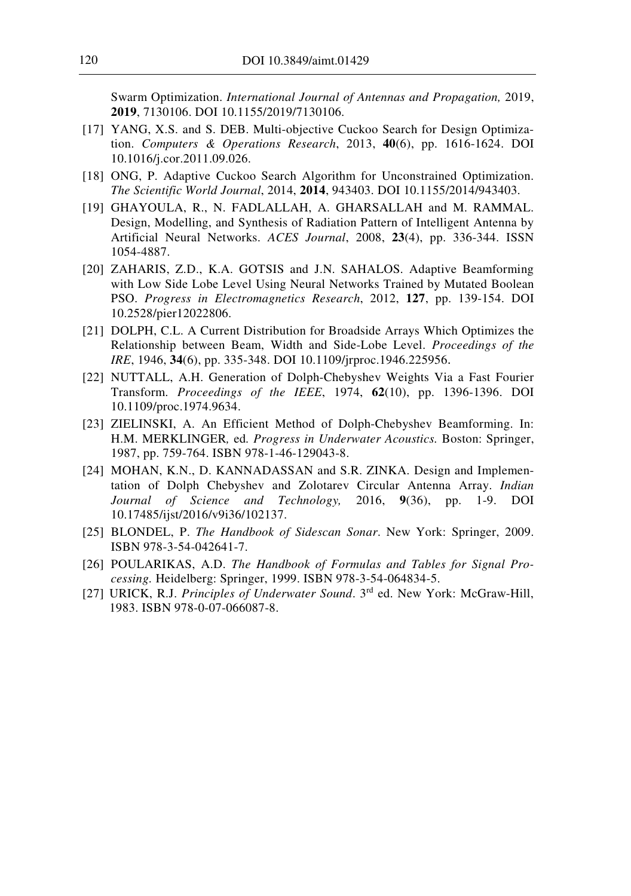Swarm Optimization. *International Journal of Antennas and Propagation,* 2019, **2019**, 7130106. DOI 10.1155/2019/7130106.

[17] YANG, X.S. and S. DEB. Multi-objective Cuckoo Search for Design Optimization. *Computers & Operations Research*, 2013, **40**(6), pp. 1616-1624. DOI 10.1016/j.cor.2011.09.026.

[18] ONG, P. Adaptive Cuckoo Search Algorithm for Unconstrained Optimization. *The Scientific World Journal*, 2014, **2014**, 943403. DOI 10.1155/2014/943403.

[19] GHAYOULA, R., N. FADLALLAH, A. GHARSALLAH and M. RAMMAL. Design, Modelling, and Synthesis of Radiation Pattern of Intelligent Antenna by Artificial Neural Networks. *ACES Journal*, 2008, **23**(4), pp. 336-344. ISSN 1054-4887.

[20] ZAHARIS, Z.D., K.A. GOTSIS and J.N. SAHALOS. Adaptive Beamforming with Low Side Lobe Level Using Neural Networks Trained by Mutated Boolean PSO. *Progress in Electromagnetics Research*, 2012, **127**, pp. 139-154. DOI 10.2528/pier12022806.

[21] DOLPH, C.L. A Current Distribution for Broadside Arrays Which Optimizes the Relationship between Beam, Width and Side-Lobe Level. *Proceedings of the IRE*, 1946, **34**(6), pp. 335-348. DOI 10.1109/jrproc.1946.225956.

[22] NUTTALL, A.H. Generation of Dolph-Chebyshev Weights Via a Fast Fourier Transform. *Proceedings of the IEEE*, 1974, **62**(10), pp. 1396-1396. DOI 10.1109/proc.1974.9634.

[23] ZIELINSKI, A. An Efficient Method of Dolph-Chebyshev Beamforming. In: H.M. MERKLINGER*,* ed*. Progress in Underwater Acoustics.* Boston: Springer, 1987, pp. 759-764. ISBN 978-1-46-129043-8.

[24] MOHAN, K.N., D. KANNADASSAN and S.R. ZINKA. Design and Implementation of Dolph Chebyshev and Zolotarev Circular Antenna Array. *Indian Journal of Science and Technology,* 2016, **9**(36), pp. 1-9. DOI 10.17485/ijst/2016/v9i36/102137.

[25] BLONDEL, P. *The Handbook of Sidescan Sonar*. New York: Springer, 2009. ISBN 978-3-54-042641-7.

[26] POULARIKAS, A.D. *The Handbook of Formulas and Tables for Signal Processing.* Heidelberg: Springer, 1999. ISBN 978-3-54-064834-5.

[27] URICK, R.J. *Principles of Underwater Sound*. 3rd ed. New York: McGraw-Hill, 1983. ISBN 978-0-07-066087-8.